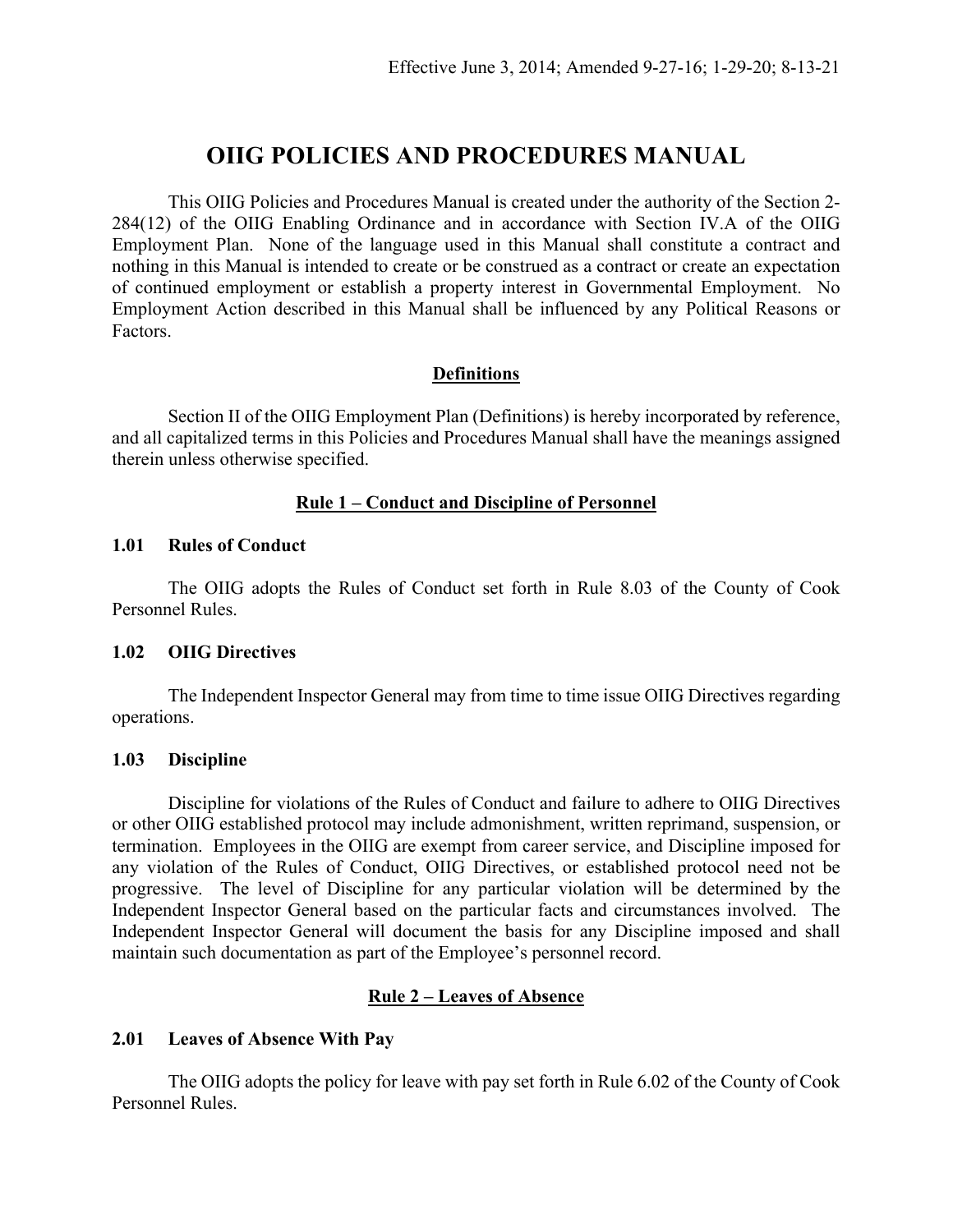Effective June 3, 2014; Amended 9-27-16; 1-29-20; 8-13-21

# OIIG POLICIES AND PROCEDURES MANUAL

This OIIG Policies and Procedures Manual is created under the authority of the Section 2-284(12) of the OIIG Enabling Ordinance and in accordance with Section IV.A of the OIIG Employment Plan. None of the language used in this Manual shall constitute a contract and nothing in this Manual is intended to create or be construed as a contract or create an expectation of continued employment or establish a property interest in Governmental Employment. No Employment Action described in this Manual shall be influenced by any Political Reasons or Factors.

## Definitions

Section II of the OIIG Employment Plan (Definitions) is hereby incorporated by reference, and all capitalized terms in this Policies and Procedures Manual shall have the meanings assigned therein unless otherwise specified.

## Rule 1 – Conduct and Discipline of Personnel

### 1.01 Rules of Conduct

The OIIG adopts the Rules of Conduct set forth in Rule 8.03 of the County of Cook Personnel Rules.

### 1.02 OIIG Directives

The Independent Inspector General may from time to time issue OIIG Directives regarding operations.

### 1.03 Discipline

Discipline for violations of the Rules of Conduct and failure to adhere to OIIG Directives or other OIIG established protocol may include admonishment, written reprimand, suspension, or termination. Employees in the OIIG are exempt from career service, and Discipline imposed for any violation of the Rules of Conduct, OIIG Directives, or established protocol need not be progressive. The level of Discipline for any particular violation will be determined by the Independent Inspector General based on the particular facts and circumstances involved. The Independent Inspector General will document the basis for any Discipline imposed and shall maintain such documentation as part of the Employee's personnel record.

## Rule 2 – Leaves of Absence

### 2.01 Leaves of Absence With Pay

The OIIG adopts the policy for leave with pay set forth in Rule 6.02 of the County of Cook Personnel Rules.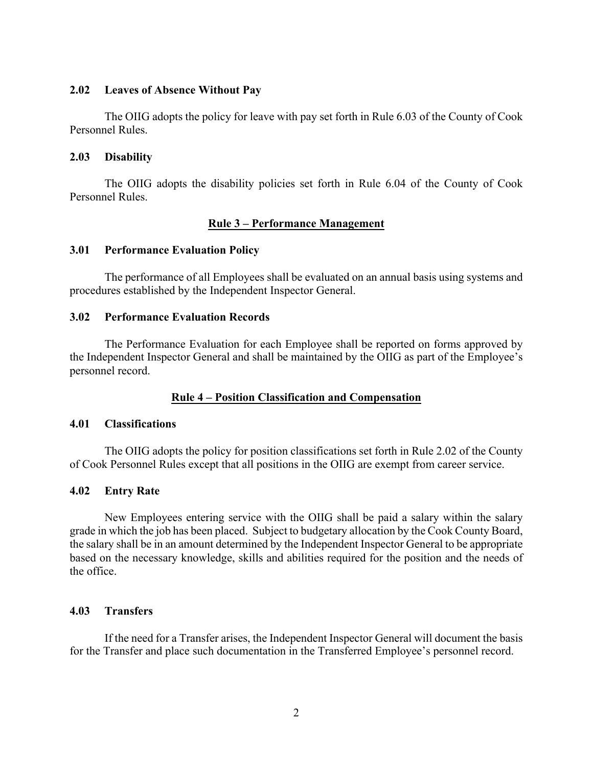### 2.02 Leaves of Absence Without Pay

The OIIG adopts the policy for leave with pay set forth in Rule 6.03 of the County of Cook Personnel Rules.

### 2.03 Disability

The OIIG adopts the disability policies set forth in Rule 6.04 of the County of Cook Personnel Rules.

## Rule 3 – Performance Management

### 3.01 Performance Evaluation Policy

The performance of all Employees shall be evaluated on an annual basis using systems and procedures established by the Independent Inspector General.

### 3.02 Performance Evaluation Records

The Performance Evaluation for each Employee shall be reported on forms approved by the Independent Inspector General and shall be maintained by the OIIG as part of the Employee's personnel record.

## Rule 4 – Position Classification and Compensation

### 4.01 Classifications

The OIIG adopts the policy for position classifications set forth in Rule 2.02 of the County of Cook Personnel Rules except that all positions in the OIIG are exempt from career service.

### 4.02 Entry Rate

New Employees entering service with the OIIG shall be paid a salary within the salary grade in which the job has been placed. Subject to budgetary allocation by the Cook County Board, the salary shall be in an amount determined by the Independent Inspector General to be appropriate based on the necessary knowledge, skills and abilities required for the position and the needs of the office.

### 4.03 Transfers

If the need for a Transfer arises, the Independent Inspector General will document the basis for the Transfer and place such documentation in the Transferred Employee's personnel record.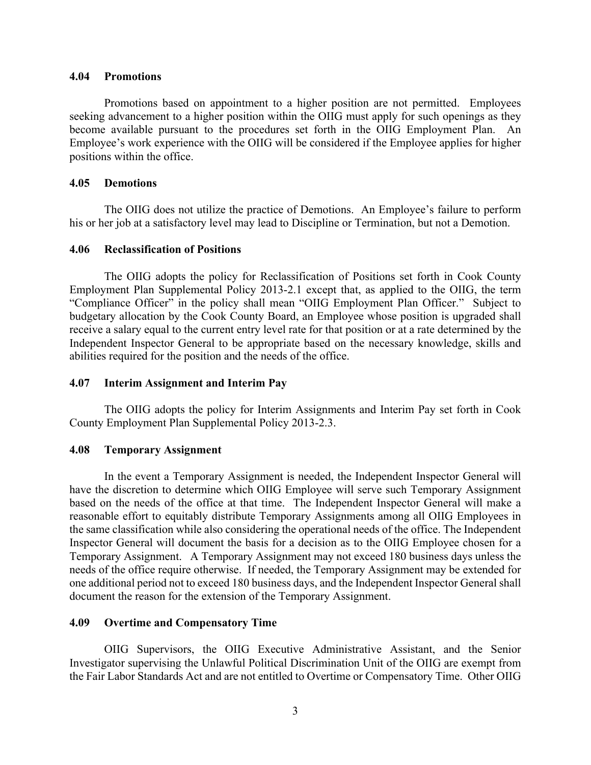### 4.04 Promotions

Promotions based on appointment to a higher position are not permitted. Employees seeking advancement to a higher position within the OIIG must apply for such openings as they become available pursuant to the procedures set forth in the OIIG Employment Plan. An Employee's work experience with the OIIG will be considered if the Employee applies for higher positions within the office.

### 4.05 Demotions

The OIIG does not utilize the practice of Demotions. An Employee's failure to perform his or her job at a satisfactory level may lead to Discipline or Termination, but not a Demotion.

### 4.06 Reclassification of Positions

The OIIG adopts the policy for Reclassification of Positions set forth in Cook County Employment Plan Supplemental Policy 2013-2.1 except that, as applied to the OIIG, the term "Compliance Officer" in the policy shall mean "OIIG Employment Plan Officer." Subject to budgetary allocation by the Cook County Board, an Employee whose position is upgraded shall receive a salary equal to the current entry level rate for that position or at a rate determined by the Independent Inspector General to be appropriate based on the necessary knowledge, skills and abilities required for the position and the needs of the office.

### 4.07 Interim Assignment and Interim Pay

The OIIG adopts the policy for Interim Assignments and Interim Pay set forth in Cook County Employment Plan Supplemental Policy 2013-2.3.

### 4.08 Temporary Assignment

In the event a Temporary Assignment is needed, the Independent Inspector General will have the discretion to determine which OIIG Employee will serve such Temporary Assignment based on the needs of the office at that time. The Independent Inspector General will make a reasonable effort to equitably distribute Temporary Assignments among all OIIG Employees in the same classification while also considering the operational needs of the office. The Independent Inspector General will document the basis for a decision as to the OIIG Employee chosen for a Temporary Assignment. A Temporary Assignment may not exceed 180 business days unless the needs of the office require otherwise. If needed, the Temporary Assignment may be extended for one additional period not to exceed 180 business days, and the Independent Inspector General shall document the reason for the extension of the Temporary Assignment.

### 4.09 Overtime and Compensatory Time

OIIG Supervisors, the OIIG Executive Administrative Assistant, and the Senior Investigator supervising the Unlawful Political Discrimination Unit of the OIIG are exempt from the Fair Labor Standards Act and are not entitled to Overtime or Compensatory Time. Other OIIG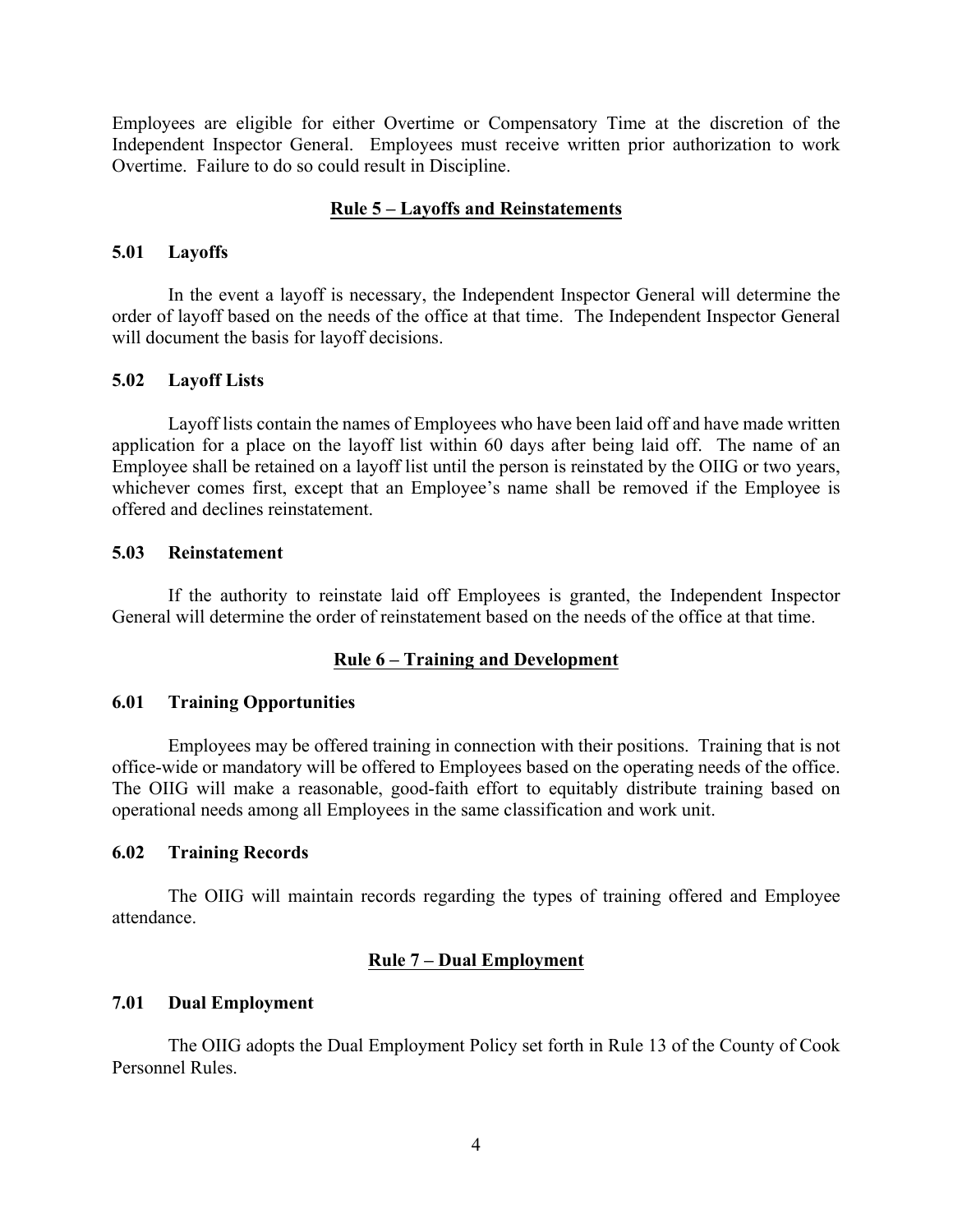Employees are eligible for either Overtime or Compensatory Time at the discretion of the Independent Inspector General. Employees must receive written prior authorization to work Overtime. Failure to do so could result in Discipline.

## Rule 5 – Layoffs and Reinstatements

### 5.01 Layoffs

In the event a layoff is necessary, the Independent Inspector General will determine the order of layoff based on the needs of the office at that time. The Independent Inspector General will document the basis for layoff decisions.

### 5.02 Layoff Lists

Layoff lists contain the names of Employees who have been laid off and have made written application for a place on the layoff list within 60 days after being laid off. The name of an Employee shall be retained on a layoff list until the person is reinstated by the OIIG or two years, whichever comes first, except that an Employee's name shall be removed if the Employee is offered and declines reinstatement.

### 5.03 Reinstatement

If the authority to reinstate laid off Employees is granted, the Independent Inspector General will determine the order of reinstatement based on the needs of the office at that time.

## Rule 6 – Training and Development

### 6.01 Training Opportunities

Employees may be offered training in connection with their positions. Training that is not office-wide or mandatory will be offered to Employees based on the operating needs of the office. The OIIG will make a reasonable, good-faith effort to equitably distribute training based on operational needs among all Employees in the same classification and work unit.

### 6.02 Training Records

The OIIG will maintain records regarding the types of training offered and Employee attendance.

## Rule 7 – Dual Employment

### 7.01 Dual Employment

The OIIG adopts the Dual Employment Policy set forth in Rule 13 of the County of Cook Personnel Rules.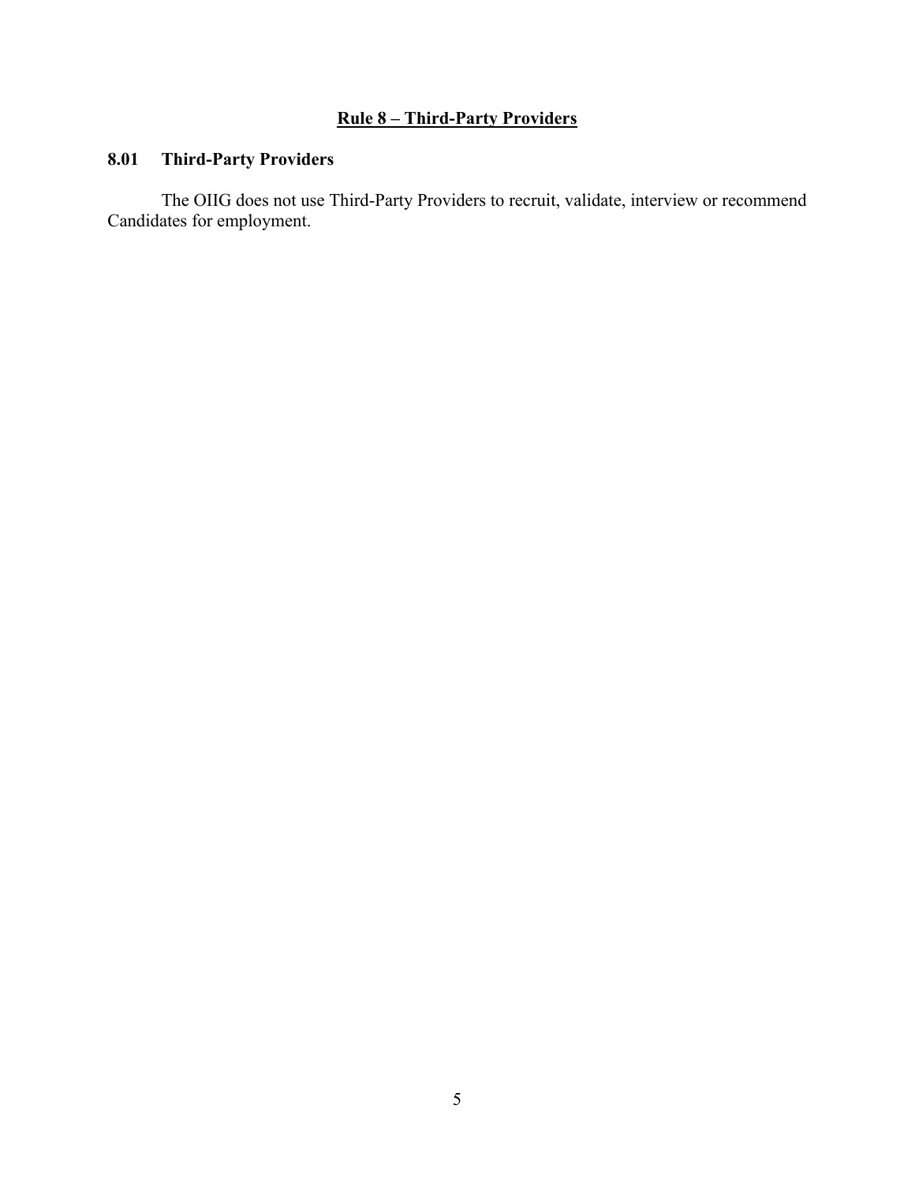## Rule 8 – Third-Party Providers

### 8.01 Third-Party Providers

The OIIG does not use Third-Party Providers to recruit, validate, interview or recommend Candidates for employment.